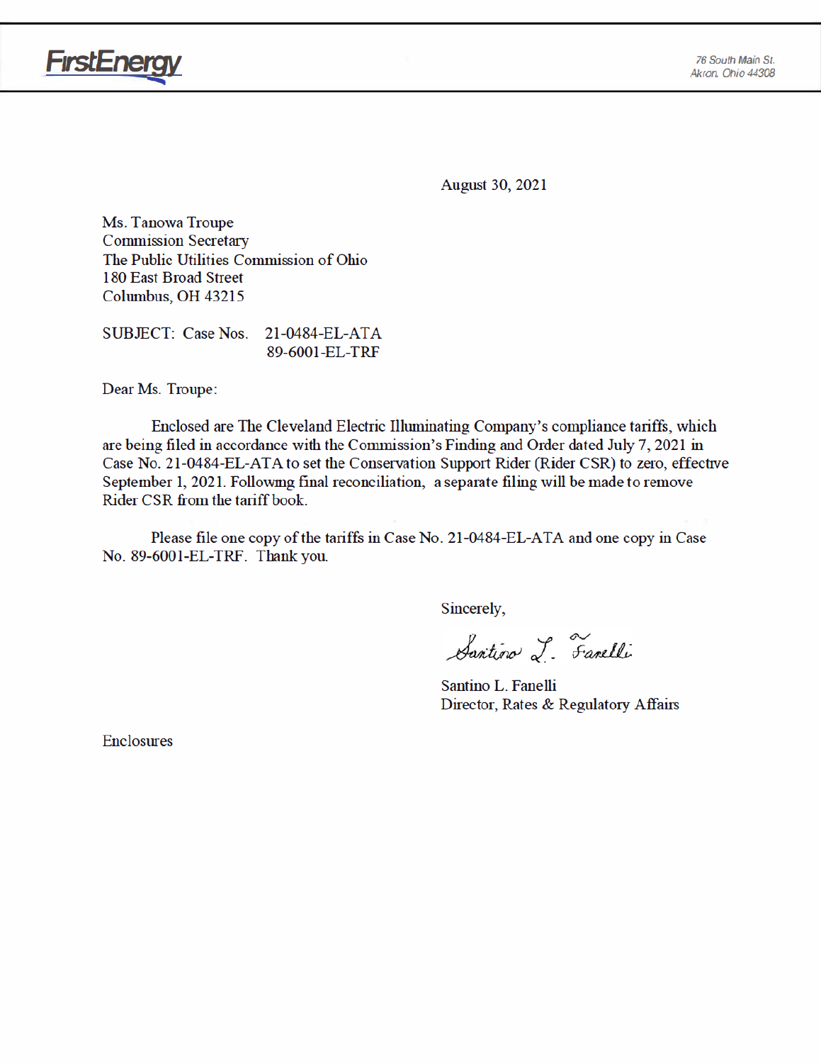FirstEnergy

76 South Main St.
Akron, Ohio 44308

August 30, 2021

Ms. Tanowa Troupe
Commission Secretary
The Public Utilities Commission of Ohio
180 East Broad Street
Columbus, OH 43215

SUBJECT: Case Nos. 21-0484-EL-ATA
89-6001-EL-TRF

Dear Ms. Troupe:

Enclosed are The Cleveland Electric Illuminating Company's compliance tariffs, which are being filed in accordance with the Commission's Finding and Order dated July 7, 2021 in Case No. 21-0484-EL-ATA to set the Conservation Support Rider (Rider CSR) to zero, effective September 1, 2021. Following final reconciliation, a separate filing will be made to remove Rider CSR from the tariff book.

Please file one copy of the tariffs in Case No. 21-0484-EL-ATA and one copy in Case No. 89-6001-EL-TRF. Thank you.

Sincerely,

Santino L. Fanelli

Santino L. Fanelli
Director, Rates & Regulatory Affairs

Enclosures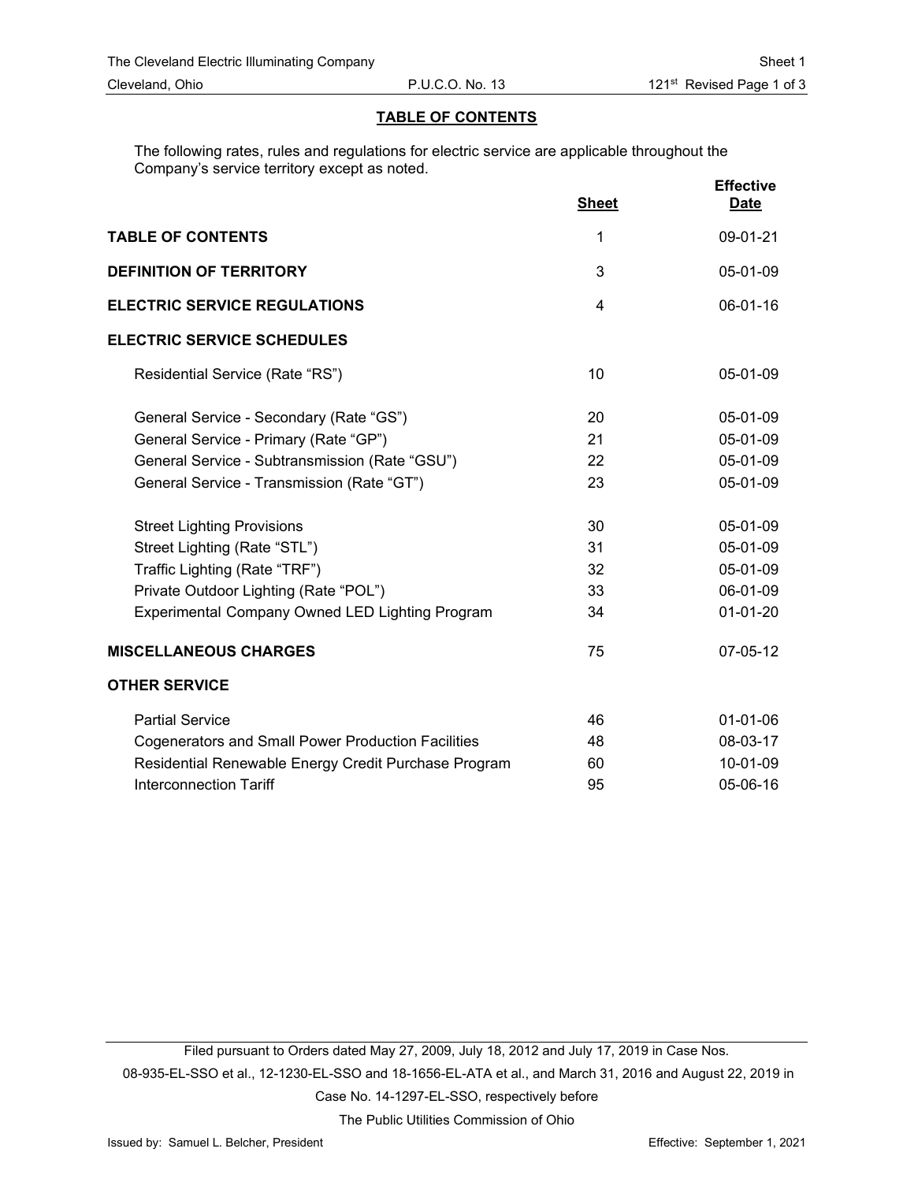## TABLE OF CONTENTS

The following rates, rules and regulations for electric service are applicable throughout the Company's service territory except as noted.

| | Sheet | Effective Date |
|---|---|---|
| **TABLE OF CONTENTS** | 1 | 09-01-21 |
| **DEFINITION OF TERRITORY** | 3 | 05-01-09 |
| **ELECTRIC SERVICE REGULATIONS** | 4 | 06-01-16 |
| **ELECTRIC SERVICE SCHEDULES** | | |
| Residential Service (Rate "RS") | 10 | 05-01-09 |
| General Service - Secondary (Rate "GS") | 20 | 05-01-09 |
| General Service - Primary (Rate "GP") | 21 | 05-01-09 |
| General Service - Subtransmission (Rate "GSU") | 22 | 05-01-09 |
| General Service - Transmission (Rate "GT") | 23 | 05-01-09 |
| Street Lighting Provisions | 30 | 05-01-09 |
| Street Lighting (Rate "STL") | 31 | 05-01-09 |
| Traffic Lighting (Rate "TRF") | 32 | 05-01-09 |
| Private Outdoor Lighting (Rate "POL") | 33 | 06-01-09 |
| Experimental Company Owned LED Lighting Program | 34 | 01-01-20 |
| **MISCELLANEOUS CHARGES** | 75 | 07-05-12 |
| **OTHER SERVICE** | | |
| Partial Service | 46 | 01-01-06 |
| Cogenerators and Small Power Production Facilities | 48 | 08-03-17 |
| Residential Renewable Energy Credit Purchase Program | 60 | 10-01-09 |
| Interconnection Tariff | 95 | 05-06-16 |

Filed pursuant to Orders dated May 27, 2009, July 18, 2012 and July 17, 2019 in Case Nos. 08-935-EL-SSO et al., 12-1230-EL-SSO and 18-1656-EL-ATA et al., and March 31, 2016 and August 22, 2019 in Case No. 14-1297-EL-SSO, respectively before The Public Utilities Commission of Ohio

Issued by: Samuel L. Belcher, President

Effective: September 1, 2021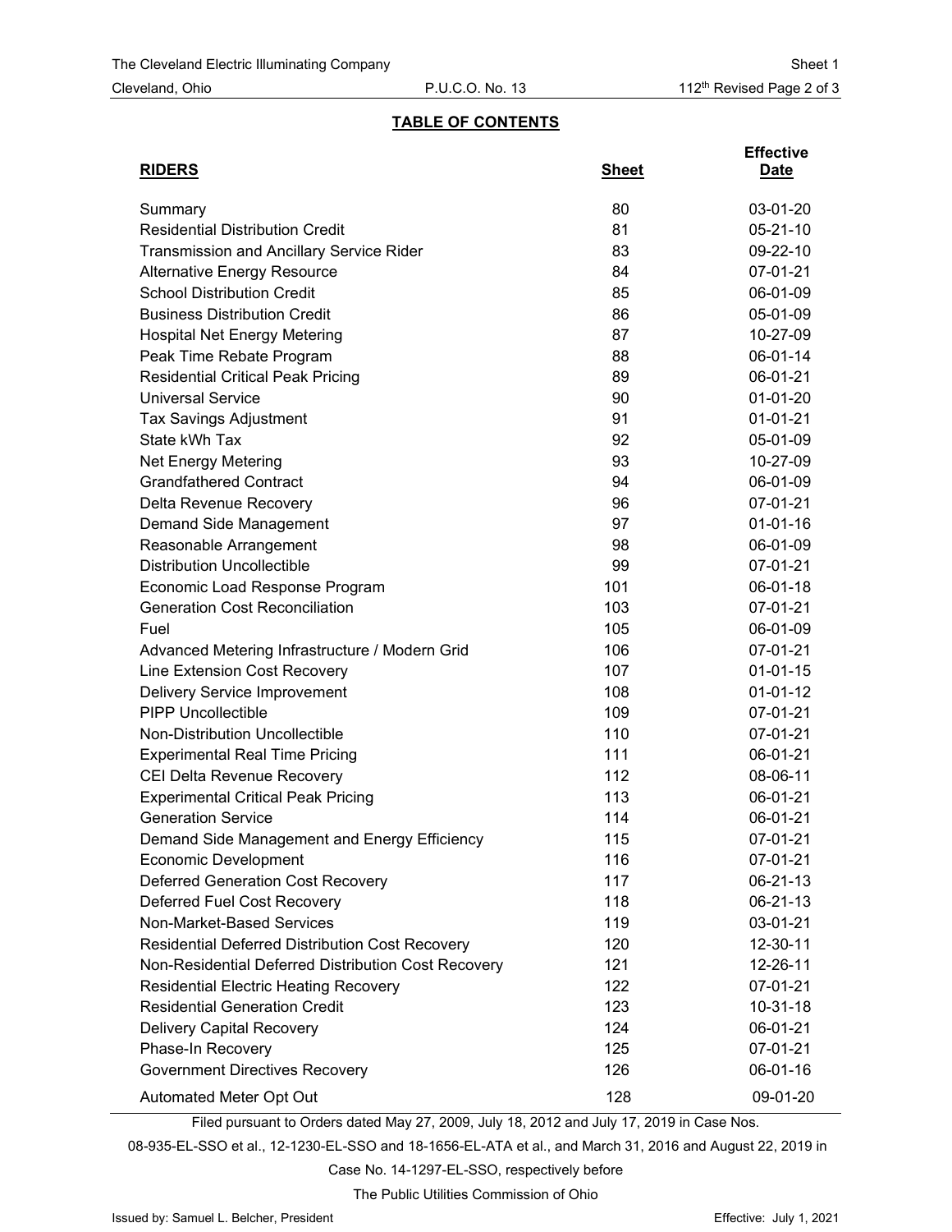The Cleveland Electric Illuminating Company — Sheet 1

Cleveland, Ohio — P.U.C.O. No. 13 — 112th Revised Page 2 of 3

## TABLE OF CONTENTS

| **RIDERS** | **Sheet** | **Effective Date** |
|---|---|---|
| Summary | 80 | 03-01-20 |
| Residential Distribution Credit | 81 | 05-21-10 |
| Transmission and Ancillary Service Rider | 83 | 09-22-10 |
| Alternative Energy Resource | 84 | 07-01-21 |
| School Distribution Credit | 85 | 06-01-09 |
| Business Distribution Credit | 86 | 05-01-09 |
| Hospital Net Energy Metering | 87 | 10-27-09 |
| Peak Time Rebate Program | 88 | 06-01-14 |
| Residential Critical Peak Pricing | 89 | 06-01-21 |
| Universal Service | 90 | 01-01-20 |
| Tax Savings Adjustment | 91 | 01-01-21 |
| State kWh Tax | 92 | 05-01-09 |
| Net Energy Metering | 93 | 10-27-09 |
| Grandfathered Contract | 94 | 06-01-09 |
| Delta Revenue Recovery | 96 | 07-01-21 |
| Demand Side Management | 97 | 01-01-16 |
| Reasonable Arrangement | 98 | 06-01-09 |
| Distribution Uncollectible | 99 | 07-01-21 |
| Economic Load Response Program | 101 | 06-01-18 |
| Generation Cost Reconciliation | 103 | 07-01-21 |
| Fuel | 105 | 06-01-09 |
| Advanced Metering Infrastructure / Modern Grid | 106 | 07-01-21 |
| Line Extension Cost Recovery | 107 | 01-01-15 |
| Delivery Service Improvement | 108 | 01-01-12 |
| PIPP Uncollectible | 109 | 07-01-21 |
| Non-Distribution Uncollectible | 110 | 07-01-21 |
| Experimental Real Time Pricing | 111 | 06-01-21 |
| CEI Delta Revenue Recovery | 112 | 08-06-11 |
| Experimental Critical Peak Pricing | 113 | 06-01-21 |
| Generation Service | 114 | 06-01-21 |
| Demand Side Management and Energy Efficiency | 115 | 07-01-21 |
| Economic Development | 116 | 07-01-21 |
| Deferred Generation Cost Recovery | 117 | 06-21-13 |
| Deferred Fuel Cost Recovery | 118 | 06-21-13 |
| Non-Market-Based Services | 119 | 03-01-21 |
| Residential Deferred Distribution Cost Recovery | 120 | 12-30-11 |
| Non-Residential Deferred Distribution Cost Recovery | 121 | 12-26-11 |
| Residential Electric Heating Recovery | 122 | 07-01-21 |
| Residential Generation Credit | 123 | 10-31-18 |
| Delivery Capital Recovery | 124 | 06-01-21 |
| Phase-In Recovery | 125 | 07-01-21 |
| Government Directives Recovery | 126 | 06-01-16 |
| Automated Meter Opt Out | 128 | 09-01-20 |

Filed pursuant to Orders dated May 27, 2009, July 18, 2012 and July 17, 2019 in Case Nos. 08-935-EL-SSO et al., 12-1230-EL-SSO and 18-1656-EL-ATA et al., and March 31, 2016 and August 22, 2019 in Case No. 14-1297-EL-SSO, respectively before The Public Utilities Commission of Ohio

Issued by: Samuel L. Belcher, President — Effective: July 1, 2021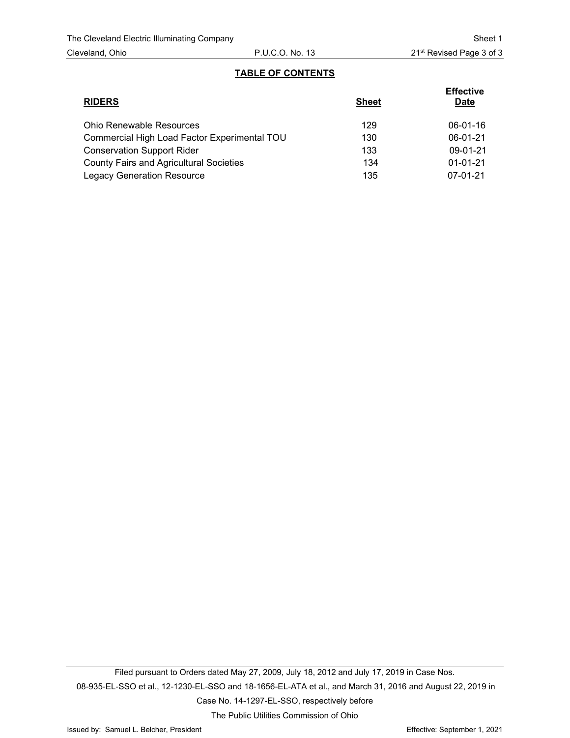## TABLE OF CONTENTS

| RIDERS | Sheet | Effective Date |
|---|---|---|
| Ohio Renewable Resources | 129 | 06-01-16 |
| Commercial High Load Factor Experimental TOU | 130 | 06-01-21 |
| Conservation Support Rider | 133 | 09-01-21 |
| County Fairs and Agricultural Societies | 134 | 01-01-21 |
| Legacy Generation Resource | 135 | 07-01-21 |

Filed pursuant to Orders dated May 27, 2009, July 18, 2012 and July 17, 2019 in Case Nos. 08-935-EL-SSO et al., 12-1230-EL-SSO and 18-1656-EL-ATA et al., and March 31, 2016 and August 22, 2019 in Case No. 14-1297-EL-SSO, respectively before The Public Utilities Commission of Ohio

Issued by: Samuel L. Belcher, President

Effective: September 1, 2021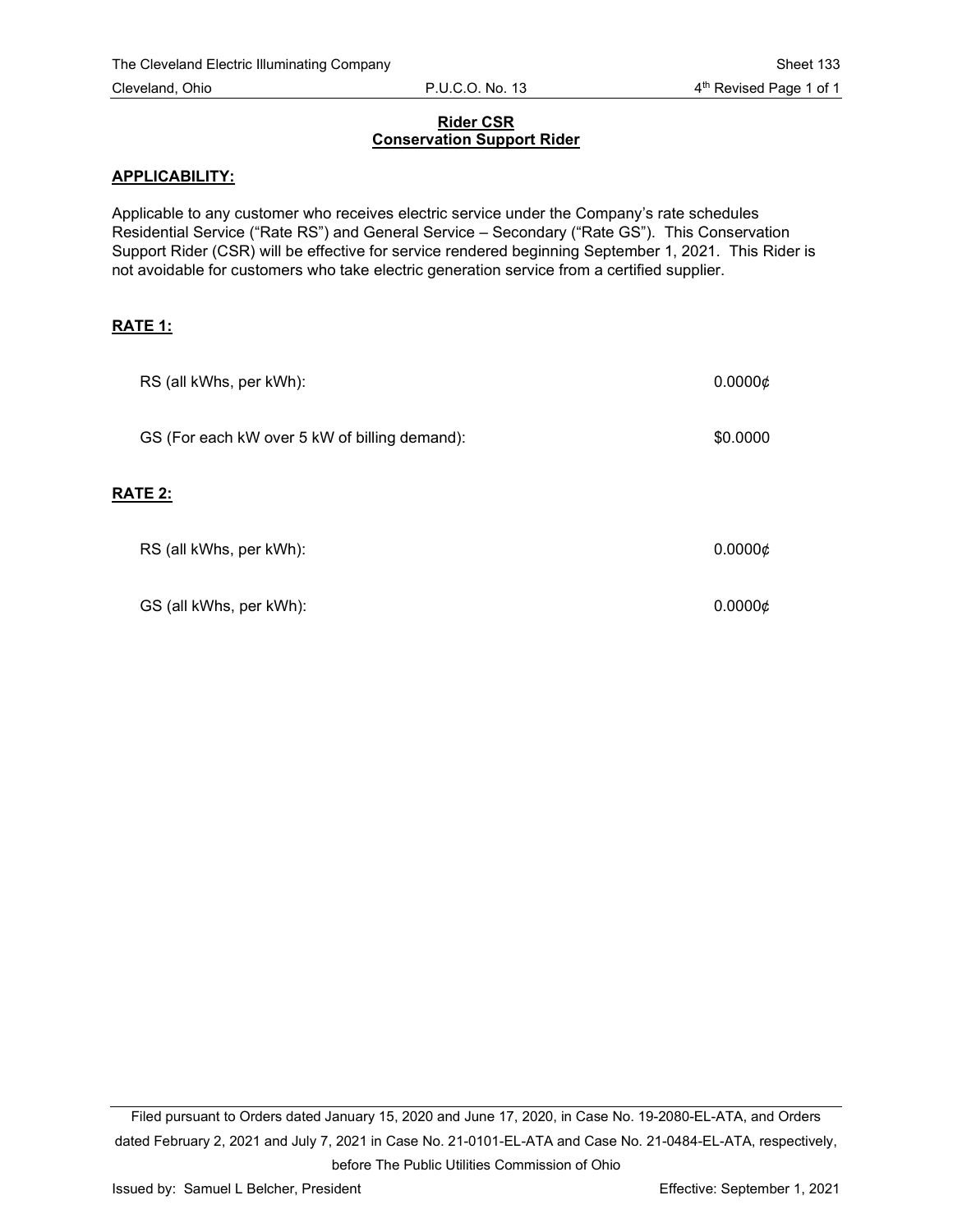## Rider CSR
## Conservation Support Rider

**APPLICABILITY:**

Applicable to any customer who receives electric service under the Company's rate schedules Residential Service ("Rate RS") and General Service – Secondary ("Rate GS"). This Conservation Support Rider (CSR) will be effective for service rendered beginning September 1, 2021. This Rider is not avoidable for customers who take electric generation service from a certified supplier.

**RATE 1:**

| | |
|---|---|
| RS (all kWhs, per kWh): | 0.0000¢ |
| GS (For each kW over 5 kW of billing demand): | $0.0000 |

**RATE 2:**

| | |
|---|---|
| RS (all kWhs, per kWh): | 0.0000¢ |
| GS (all kWhs, per kWh): | 0.0000¢ |

Filed pursuant to Orders dated January 15, 2020 and June 17, 2020, in Case No. 19-2080-EL-ATA, and Orders dated February 2, 2021 and July 7, 2021 in Case No. 21-0101-EL-ATA and Case No. 21-0484-EL-ATA, respectively, before The Public Utilities Commission of Ohio

Issued by: Samuel L Belcher, President

Effective: September 1, 2021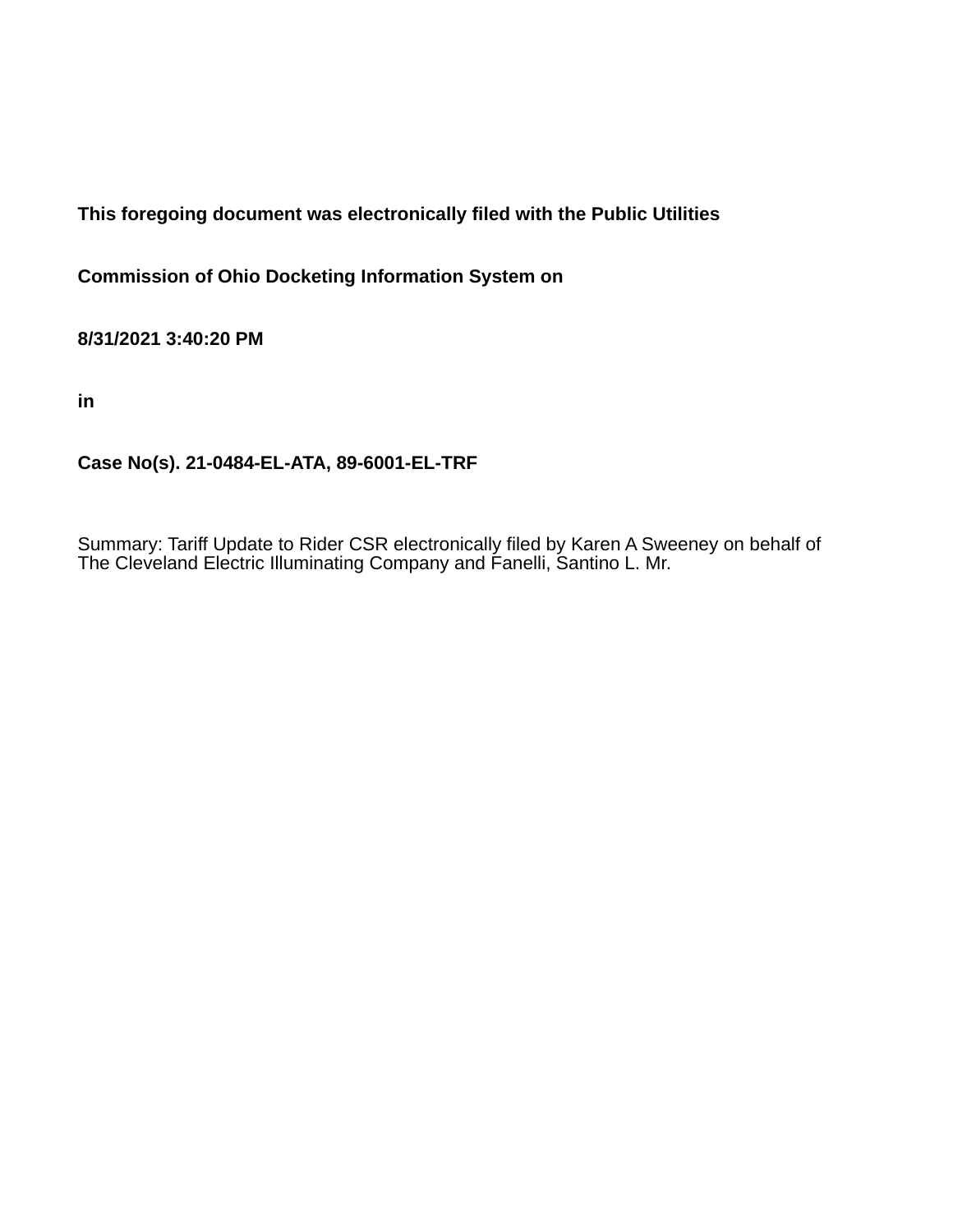**This foregoing document was electronically filed with the Public Utilities**

**Commission of Ohio Docketing Information System on**

**8/31/2021 3:40:20 PM**

**in**

**Case No(s). 21-0484-EL-ATA, 89-6001-EL-TRF**

Summary: Tariff Update to Rider CSR electronically filed by Karen A Sweeney on behalf of The Cleveland Electric Illuminating Company and Fanelli, Santino L. Mr.